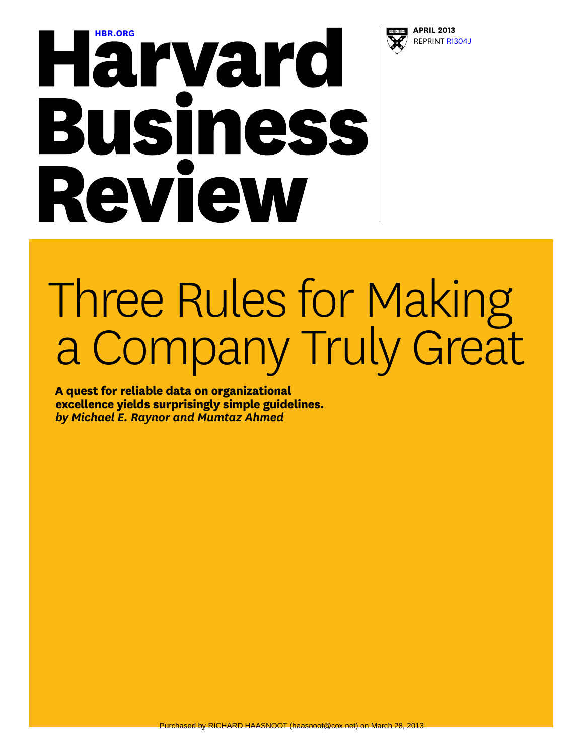HBR.ORG

# Harvard Business Review

**APRIL 2013**
REPRINT R1304J

# Three Rules for Making a Company Truly Great

**A quest for reliable data on organizational excellence yields surprisingly simple guidelines.**
***by Michael E. Raynor and Mumtaz Ahmed***

Purchased by RICHARD HAASNOOT (haasnoot@cox.net) on March 28, 2013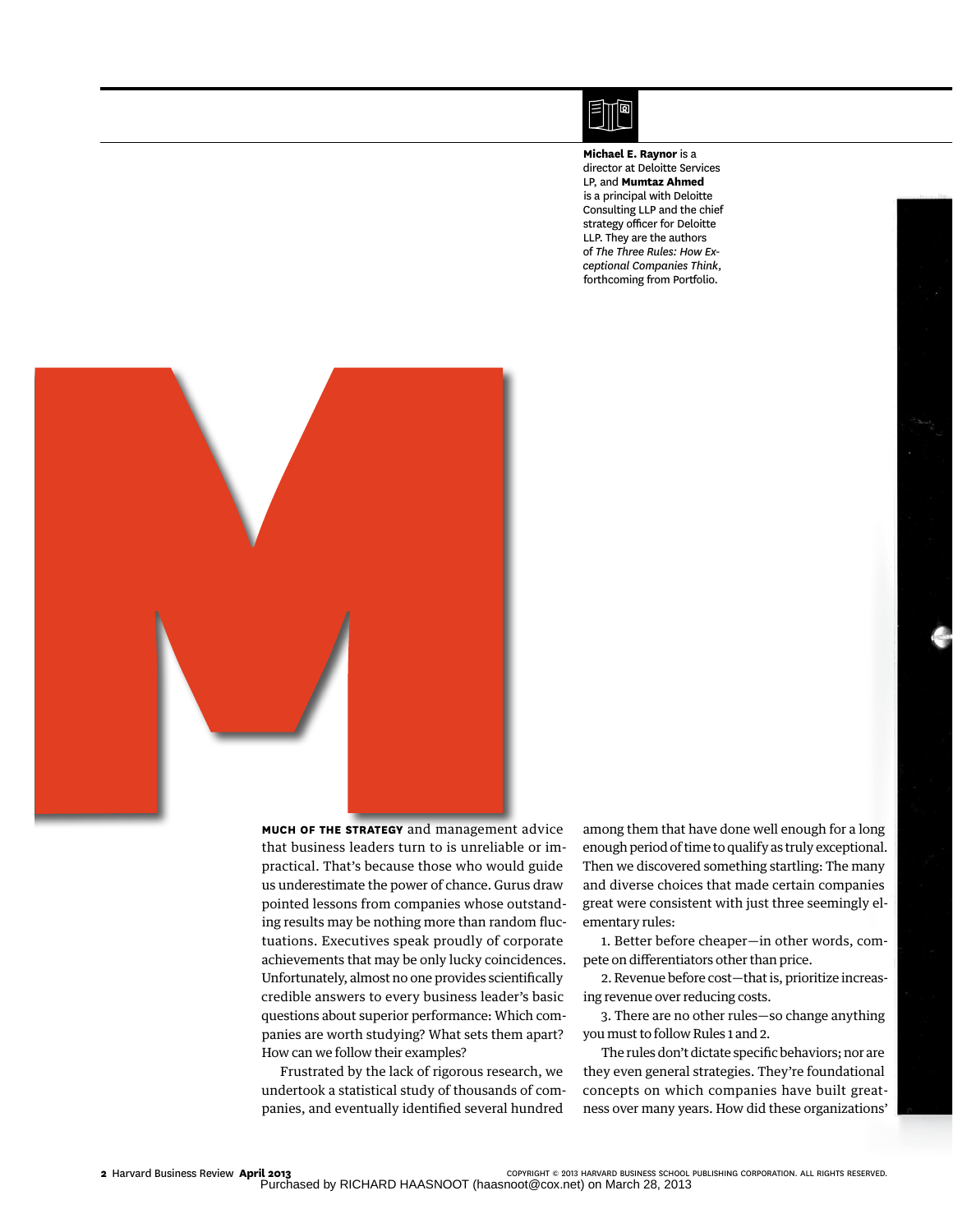**Michael E. Raynor** is a director at Deloitte Services LP, and **Mumtaz Ahmed** is a principal with Deloitte Consulting LLP and the chief strategy officer for Deloitte LLP. They are the authors of *The Three Rules: How Exceptional Companies Think*, forthcoming from Portfolio.

M

**MUCH OF THE STRATEGY** and management advice that business leaders turn to is unreliable or impractical. That's because those who would guide us underestimate the power of chance. Gurus draw pointed lessons from companies whose outstanding results may be nothing more than random fluctuations. Executives speak proudly of corporate achievements that may be only lucky coincidences. Unfortunately, almost no one provides scientifically credible answers to every business leader's basic questions about superior performance: Which companies are worth studying? What sets them apart? How can we follow their examples?

Frustrated by the lack of rigorous research, we undertook a statistical study of thousands of companies, and eventually identified several hundred among them that have done well enough for a long enough period of time to qualify as truly exceptional. Then we discovered something startling: The many and diverse choices that made certain companies great were consistent with just three seemingly elementary rules:

1. Better before cheaper—in other words, compete on differentiators other than price.
2. Revenue before cost—that is, prioritize increasing revenue over reducing costs.
3. There are no other rules—so change anything you must to follow Rules 1 and 2.

The rules don't dictate specific behaviors; nor are they even general strategies. They're foundational concepts on which companies have built greatness over many years. How did these organizations'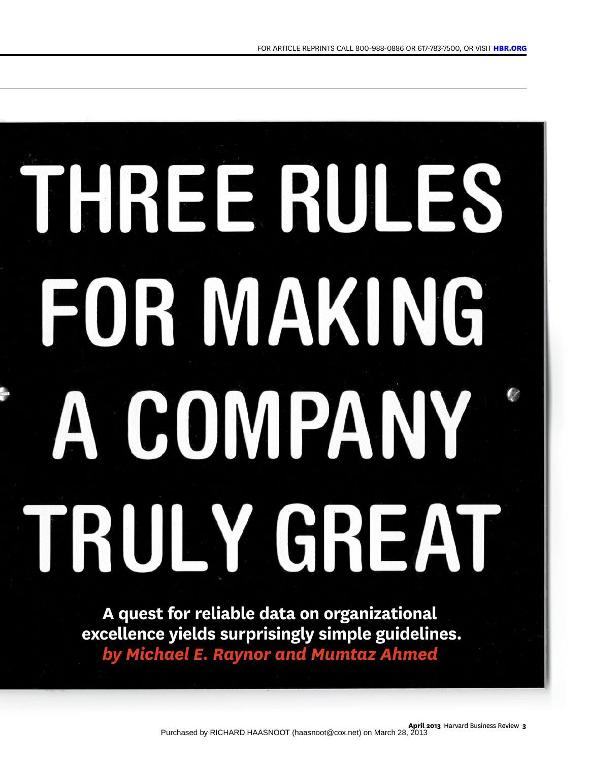# THREE RULES FOR MAKING A COMPANY TRULY GREAT

**A quest for reliable data on organizational excellence yields surprisingly simple guidelines.**

***by Michael E. Raynor and Mumtaz Ahmed***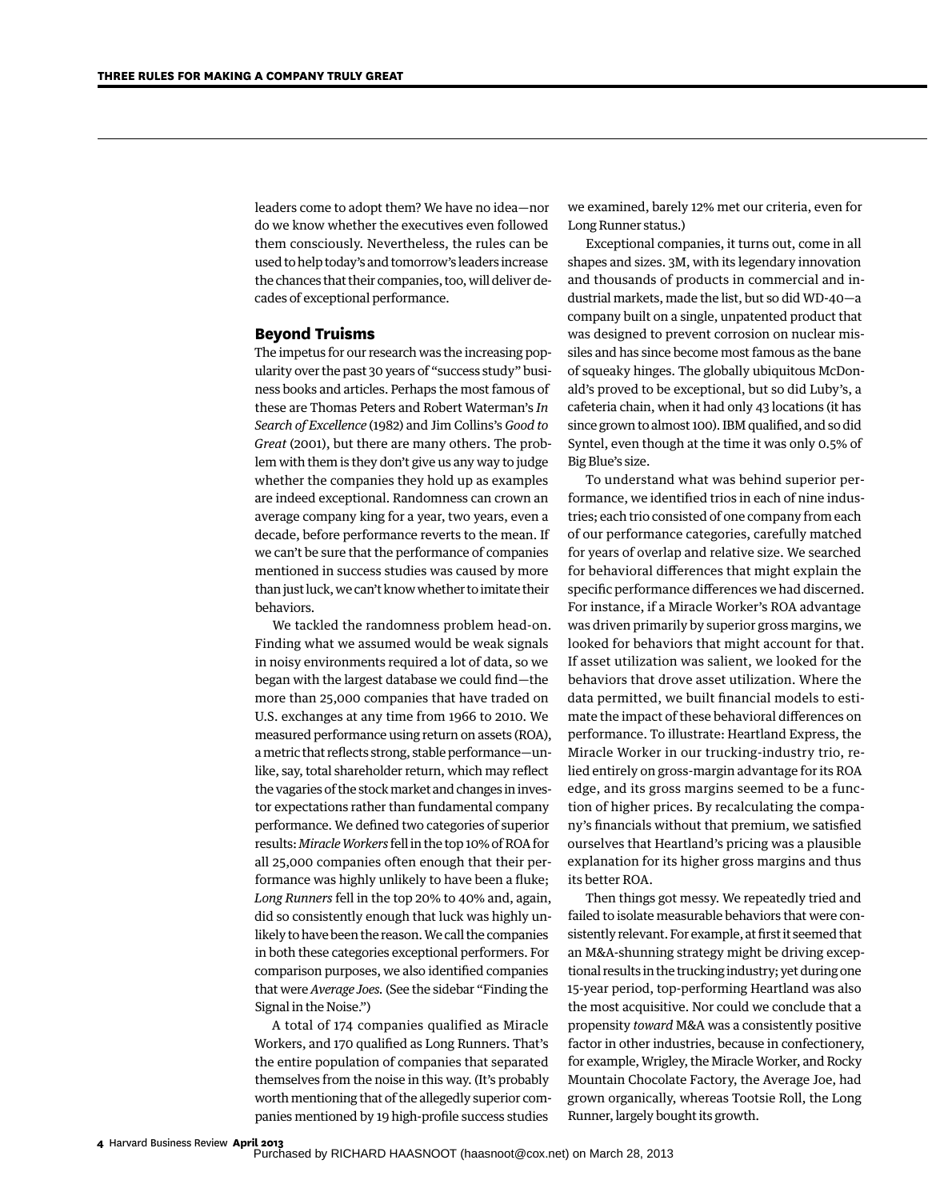leaders come to adopt them? We have no idea—nor do we know whether the executives even followed them consciously. Nevertheless, the rules can be used to help today's and tomorrow's leaders increase the chances that their companies, too, will deliver decades of exceptional performance.

## Beyond Truisms

The impetus for our research was the increasing popularity over the past 30 years of "success study" business books and articles. Perhaps the most famous of these are Thomas Peters and Robert Waterman's *In Search of Excellence* (1982) and Jim Collins's *Good to Great* (2001), but there are many others. The problem with them is they don't give us any way to judge whether the companies they hold up as examples are indeed exceptional. Randomness can crown an average company king for a year, two years, even a decade, before performance reverts to the mean. If we can't be sure that the performance of companies mentioned in success studies was caused by more than just luck, we can't know whether to imitate their behaviors.

We tackled the randomness problem head-on. Finding what we assumed would be weak signals in noisy environments required a lot of data, so we began with the largest database we could find—the more than 25,000 companies that have traded on U.S. exchanges at any time from 1966 to 2010. We measured performance using return on assets (ROA), a metric that reflects strong, stable performance—unlike, say, total shareholder return, which may reflect the vagaries of the stock market and changes in investor expectations rather than fundamental company performance. We defined two categories of superior results: *Miracle Workers* fell in the top 10% of ROA for all 25,000 companies often enough that their performance was highly unlikely to have been a fluke; *Long Runners* fell in the top 20% to 40% and, again, did so consistently enough that luck was highly unlikely to have been the reason. We call the companies in both these categories exceptional performers. For comparison purposes, we also identified companies that were *Average Joes.* (See the sidebar "Finding the Signal in the Noise.")

A total of 174 companies qualified as Miracle Workers, and 170 qualified as Long Runners. That's the entire population of companies that separated themselves from the noise in this way. (It's probably worth mentioning that of the allegedly superior companies mentioned by 19 high-profile success studies we examined, barely 12% met our criteria, even for Long Runner status.)

Exceptional companies, it turns out, come in all shapes and sizes. 3M, with its legendary innovation and thousands of products in commercial and industrial markets, made the list, but so did WD-40—a company built on a single, unpatented product that was designed to prevent corrosion on nuclear missiles and has since become most famous as the bane of squeaky hinges. The globally ubiquitous McDonald's proved to be exceptional, but so did Luby's, a cafeteria chain, when it had only 43 locations (it has since grown to almost 100). IBM qualified, and so did Syntel, even though at the time it was only 0.5% of Big Blue's size.

To understand what was behind superior performance, we identified trios in each of nine industries; each trio consisted of one company from each of our performance categories, carefully matched for years of overlap and relative size. We searched for behavioral differences that might explain the specific performance differences we had discerned. For instance, if a Miracle Worker's ROA advantage was driven primarily by superior gross margins, we looked for behaviors that might account for that. If asset utilization was salient, we looked for the behaviors that drove asset utilization. Where the data permitted, we built financial models to estimate the impact of these behavioral differences on performance. To illustrate: Heartland Express, the Miracle Worker in our trucking-industry trio, relied entirely on gross-margin advantage for its ROA edge, and its gross margins seemed to be a function of higher prices. By recalculating the company's financials without that premium, we satisfied ourselves that Heartland's pricing was a plausible explanation for its higher gross margins and thus its better ROA.

Then things got messy. We repeatedly tried and failed to isolate measurable behaviors that were consistently relevant. For example, at first it seemed that an M&A-shunning strategy might be driving exceptional results in the trucking industry; yet during one 15-year period, top-performing Heartland was also the most acquisitive. Nor could we conclude that a propensity *toward* M&A was a consistently positive factor in other industries, because in confectionery, for example, Wrigley, the Miracle Worker, and Rocky Mountain Chocolate Factory, the Average Joe, had grown organically, whereas Tootsie Roll, the Long Runner, largely bought its growth.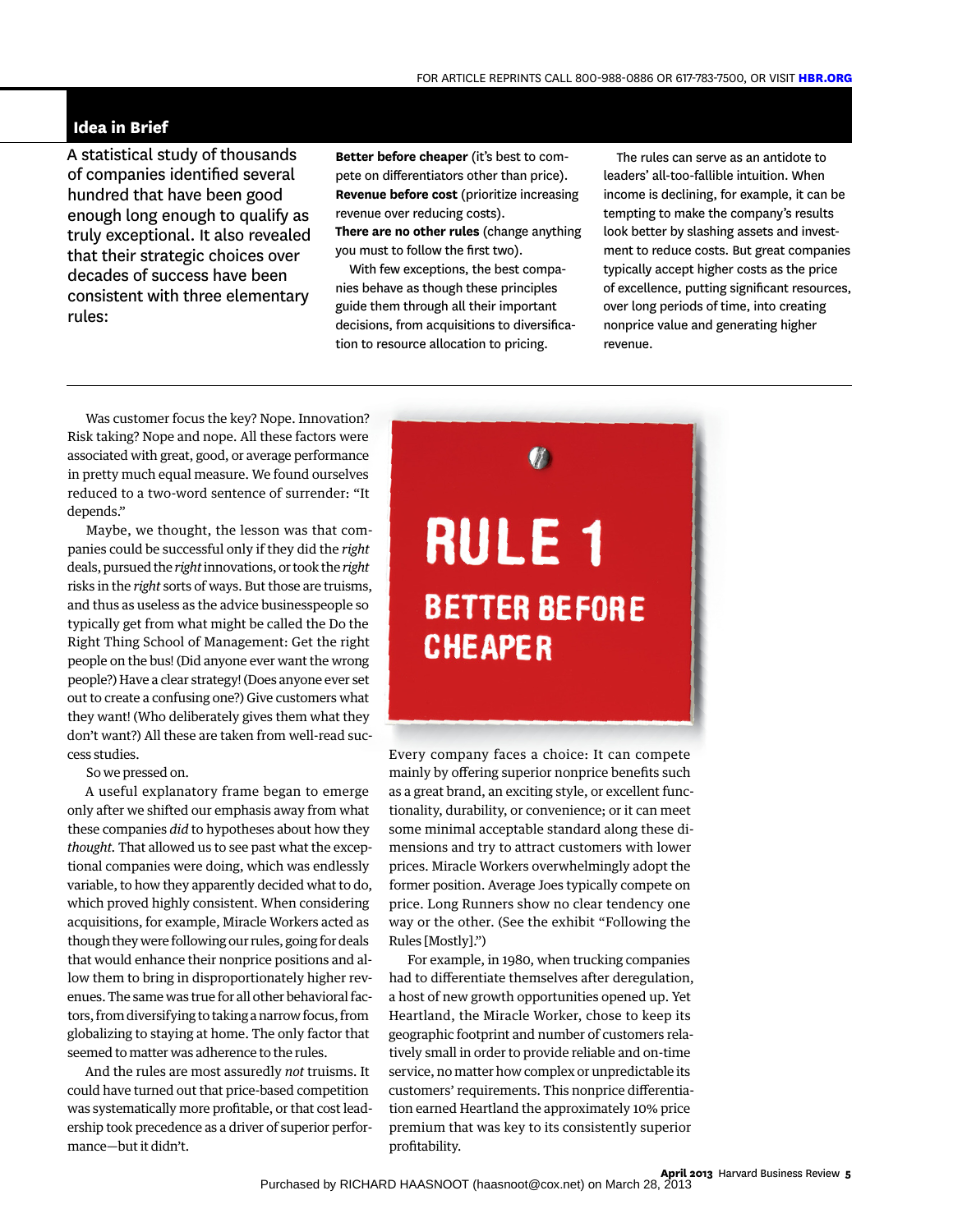## Idea in Brief

A statistical study of thousands of companies identified several hundred that have been good enough long enough to qualify as truly exceptional. It also revealed that their strategic choices over decades of success have been consistent with three elementary rules:

**Better before cheaper** (it's best to compete on differentiators other than price).
**Revenue before cost** (prioritize increasing revenue over reducing costs).
**There are no other rules** (change anything you must to follow the first two).

With few exceptions, the best companies behave as though these principles guide them through all their important decisions, from acquisitions to diversification to resource allocation to pricing.

The rules can serve as an antidote to leaders' all-too-fallible intuition. When income is declining, for example, it can be tempting to make the company's results look better by slashing assets and investment to reduce costs. But great companies typically accept higher costs as the price of excellence, putting significant resources, over long periods of time, into creating nonprice value and generating higher revenue.

---

Was customer focus the key? Nope. Innovation? Risk taking? Nope and nope. All these factors were associated with great, good, or average performance in pretty much equal measure. We found ourselves reduced to a two-word sentence of surrender: "It depends."

Maybe, we thought, the lesson was that companies could be successful only if they did the *right* deals, pursued the *right* innovations, or took the *right* risks in the *right* sorts of ways. But those are truisms, and thus as useless as the advice businesspeople so typically get from what might be called the Do the Right Thing School of Management: Get the right people on the bus! (Did anyone ever want the wrong people?) Have a clear strategy! (Does anyone ever set out to create a confusing one?) Give customers what they want! (Who deliberately gives them what they don't want?) All these are taken from well-read success studies.

So we pressed on.

A useful explanatory frame began to emerge only after we shifted our emphasis away from what these companies *did* to hypotheses about how they *thought*. That allowed us to see past what the exceptional companies were doing, which was endlessly variable, to how they apparently decided what to do, which proved highly consistent. When considering acquisitions, for example, Miracle Workers acted as though they were following our rules, going for deals that would enhance their nonprice positions and allow them to bring in disproportionately higher revenues. The same was true for all other behavioral factors, from diversifying to taking a narrow focus, from globalizing to staying at home. The only factor that seemed to matter was adherence to the rules.

And the rules are most assuredly *not* truisms. It could have turned out that price-based competition was systematically more profitable, or that cost leadership took precedence as a driver of superior performance—but it didn't.

## RULE 1
### BETTER BEFORE CHEAPER

Every company faces a choice: It can compete mainly by offering superior nonprice benefits such as a great brand, an exciting style, or excellent functionality, durability, or convenience; or it can meet some minimal acceptable standard along these dimensions and try to attract customers with lower prices. Miracle Workers overwhelmingly adopt the former position. Average Joes typically compete on price. Long Runners show no clear tendency one way or the other. (See the exhibit "Following the Rules [Mostly].")

For example, in 1980, when trucking companies had to differentiate themselves after deregulation, a host of new growth opportunities opened up. Yet Heartland, the Miracle Worker, chose to keep its geographic footprint and number of customers relatively small in order to provide reliable and on-time service, no matter how complex or unpredictable its customers' requirements. This nonprice differentiation earned Heartland the approximately 10% price premium that was key to its consistently superior profitability.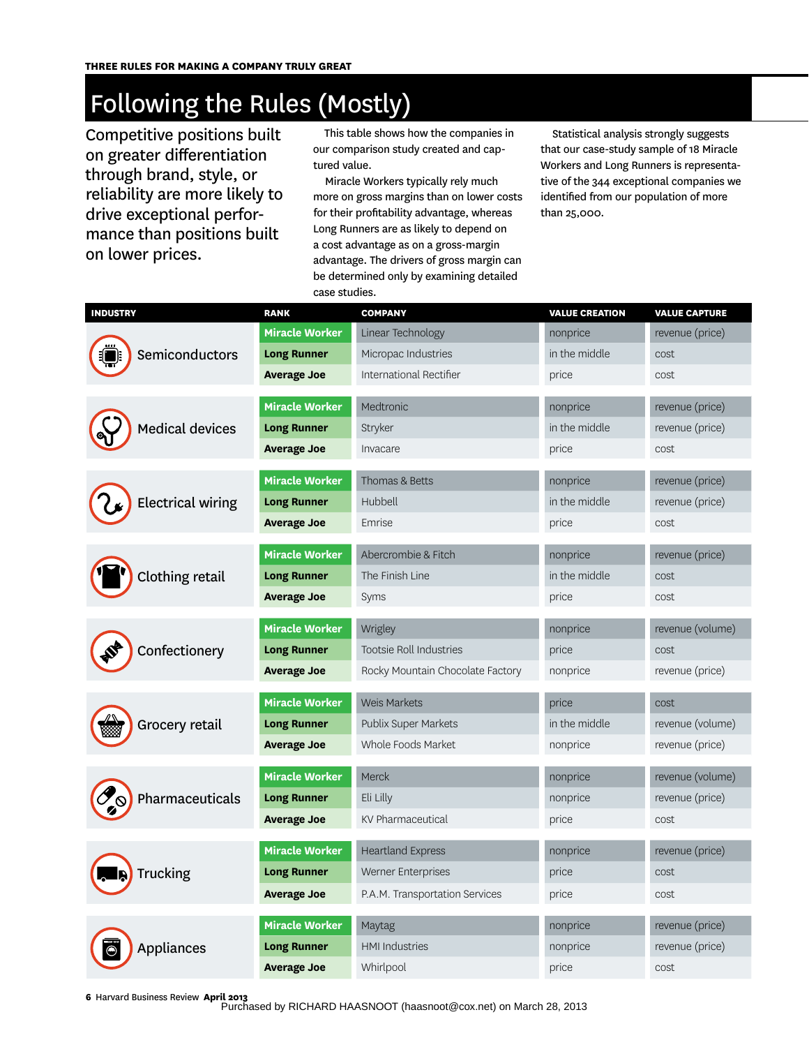# Following the Rules (Mostly)

Competitive positions built on greater differentiation through brand, style, or reliability are more likely to drive exceptional performance than positions built on lower prices.

This table shows how the companies in our comparison study created and captured value.

Miracle Workers typically rely much more on gross margins than on lower costs for their profitability advantage, whereas Long Runners are as likely to depend on a cost advantage as on a gross-margin advantage. The drivers of gross margin can be determined only by examining detailed case studies.

Statistical analysis strongly suggests that our case-study sample of 18 Miracle Workers and Long Runners is representative of the 344 exceptional companies we identified from our population of more than 25,000.

| INDUSTRY | RANK | COMPANY | VALUE CREATION | VALUE CAPTURE |
|---|---|---|---|---|
| Semiconductors | Miracle Worker | Linear Technology | nonprice | revenue (price) |
| | Long Runner | Micropac Industries | in the middle | cost |
| | Average Joe | International Rectifier | price | cost |
| Medical devices | Miracle Worker | Medtronic | nonprice | revenue (price) |
| | Long Runner | Stryker | in the middle | revenue (price) |
| | Average Joe | Invacare | price | cost |
| Electrical wiring | Miracle Worker | Thomas & Betts | nonprice | revenue (price) |
| | Long Runner | Hubbell | in the middle | revenue (price) |
| | Average Joe | Emrise | price | cost |
| Clothing retail | Miracle Worker | Abercrombie & Fitch | nonprice | revenue (price) |
| | Long Runner | The Finish Line | in the middle | cost |
| | Average Joe | Syms | price | cost |
| Confectionery | Miracle Worker | Wrigley | nonprice | revenue (volume) |
| | Long Runner | Tootsie Roll Industries | price | cost |
| | Average Joe | Rocky Mountain Chocolate Factory | nonprice | revenue (price) |
| Grocery retail | Miracle Worker | Weis Markets | price | cost |
| | Long Runner | Publix Super Markets | in the middle | revenue (volume) |
| | Average Joe | Whole Foods Market | nonprice | revenue (price) |
| Pharmaceuticals | Miracle Worker | Merck | nonprice | revenue (volume) |
| | Long Runner | Eli Lilly | nonprice | revenue (price) |
| | Average Joe | KV Pharmaceutical | price | cost |
| Trucking | Miracle Worker | Heartland Express | nonprice | revenue (price) |
| | Long Runner | Werner Enterprises | price | cost |
| | Average Joe | P.A.M. Transportation Services | price | cost |
| Appliances | Miracle Worker | Maytag | nonprice | revenue (price) |
| | Long Runner | HMI Industries | nonprice | revenue (price) |
| | Average Joe | Whirlpool | price | cost |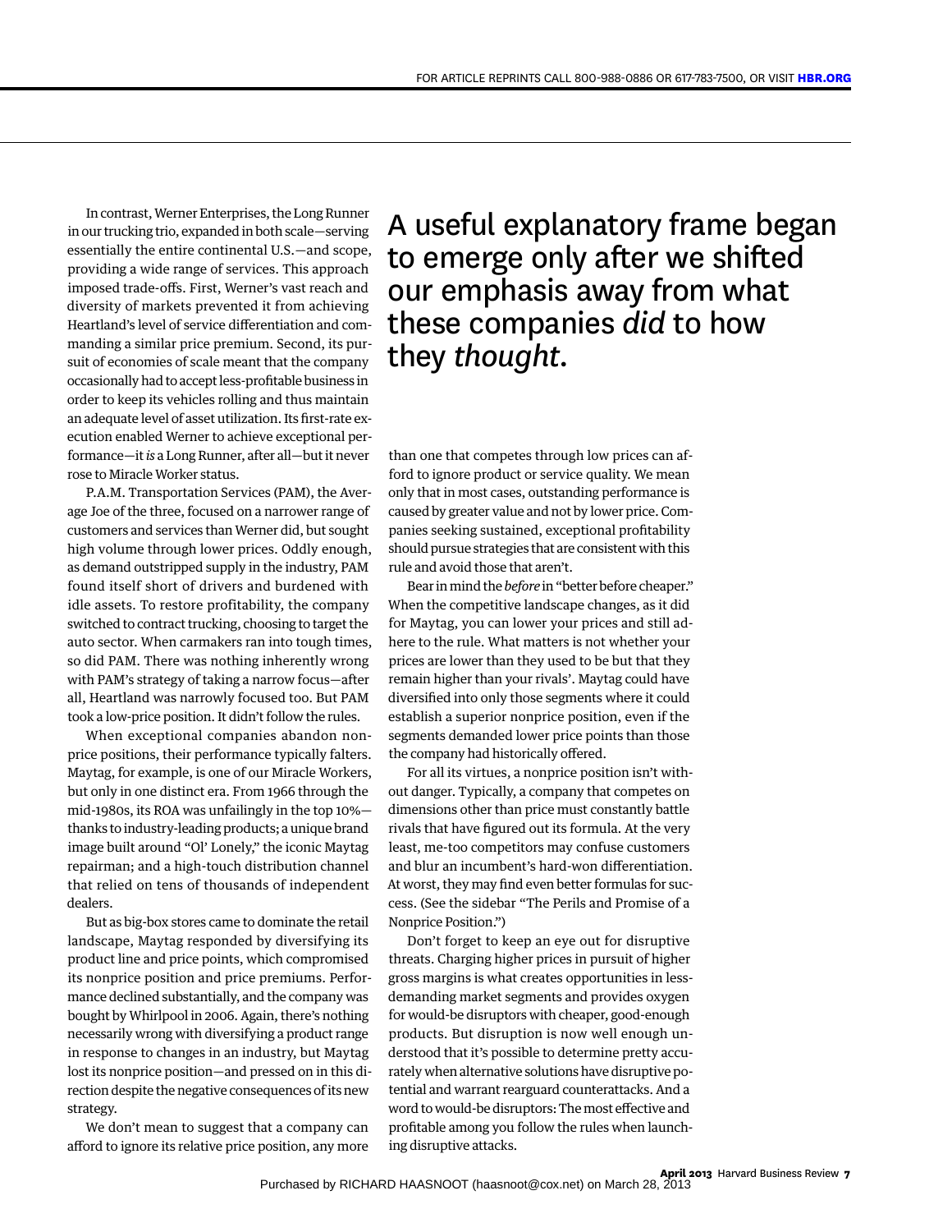In contrast, Werner Enterprises, the Long Runner in our trucking trio, expanded in both scale—serving essentially the entire continental U.S.—and scope, providing a wide range of services. This approach imposed trade-offs. First, Werner's vast reach and diversity of markets prevented it from achieving Heartland's level of service differentiation and commanding a similar price premium. Second, its pursuit of economies of scale meant that the company occasionally had to accept less-profitable business in order to keep its vehicles rolling and thus maintain an adequate level of asset utilization. Its first-rate execution enabled Werner to achieve exceptional performance—it *is* a Long Runner, after all—but it never rose to Miracle Worker status.

P.A.M. Transportation Services (PAM), the Average Joe of the three, focused on a narrower range of customers and services than Werner did, but sought high volume through lower prices. Oddly enough, as demand outstripped supply in the industry, PAM found itself short of drivers and burdened with idle assets. To restore profitability, the company switched to contract trucking, choosing to target the auto sector. When carmakers ran into tough times, so did PAM. There was nothing inherently wrong with PAM's strategy of taking a narrow focus—after all, Heartland was narrowly focused too. But PAM took a low-price position. It didn't follow the rules.

When exceptional companies abandon nonprice positions, their performance typically falters. Maytag, for example, is one of our Miracle Workers, but only in one distinct era. From 1966 through the mid-1980s, its ROA was unfailingly in the top 10%—thanks to industry-leading products; a unique brand image built around "Ol' Lonely," the iconic Maytag repairman; and a high-touch distribution channel that relied on tens of thousands of independent dealers.

But as big-box stores came to dominate the retail landscape, Maytag responded by diversifying its product line and price points, which compromised its nonprice position and price premiums. Performance declined substantially, and the company was bought by Whirlpool in 2006. Again, there's nothing necessarily wrong with diversifying a product range in response to changes in an industry, but Maytag lost its nonprice position—and pressed on in this direction despite the negative consequences of its new strategy.

We don't mean to suggest that a company can afford to ignore its relative price position, any more than one that competes through low prices can afford to ignore product or service quality. We mean only that in most cases, outstanding performance is caused by greater value and not by lower price. Companies seeking sustained, exceptional profitability should pursue strategies that are consistent with this rule and avoid those that aren't.

## A useful explanatory frame began to emerge only after we shifted our emphasis away from what these companies *did* to how they *thought*.

Bear in mind the *before* in "better before cheaper." When the competitive landscape changes, as it did for Maytag, you can lower your prices and still adhere to the rule. What matters is not whether your prices are lower than they used to be but that they remain higher than your rivals'. Maytag could have diversified into only those segments where it could establish a superior nonprice position, even if the segments demanded lower price points than those the company had historically offered.

For all its virtues, a nonprice position isn't without danger. Typically, a company that competes on dimensions other than price must constantly battle rivals that have figured out its formula. At the very least, me-too competitors may confuse customers and blur an incumbent's hard-won differentiation. At worst, they may find even better formulas for success. (See the sidebar "The Perils and Promise of a Nonprice Position.")

Don't forget to keep an eye out for disruptive threats. Charging higher prices in pursuit of higher gross margins is what creates opportunities in less-demanding market segments and provides oxygen for would-be disruptors with cheaper, good-enough products. But disruption is now well enough understood that it's possible to determine pretty accurately when alternative solutions have disruptive potential and warrant rearguard counterattacks. And a word to would-be disruptors: The most effective and profitable among you follow the rules when launching disruptive attacks.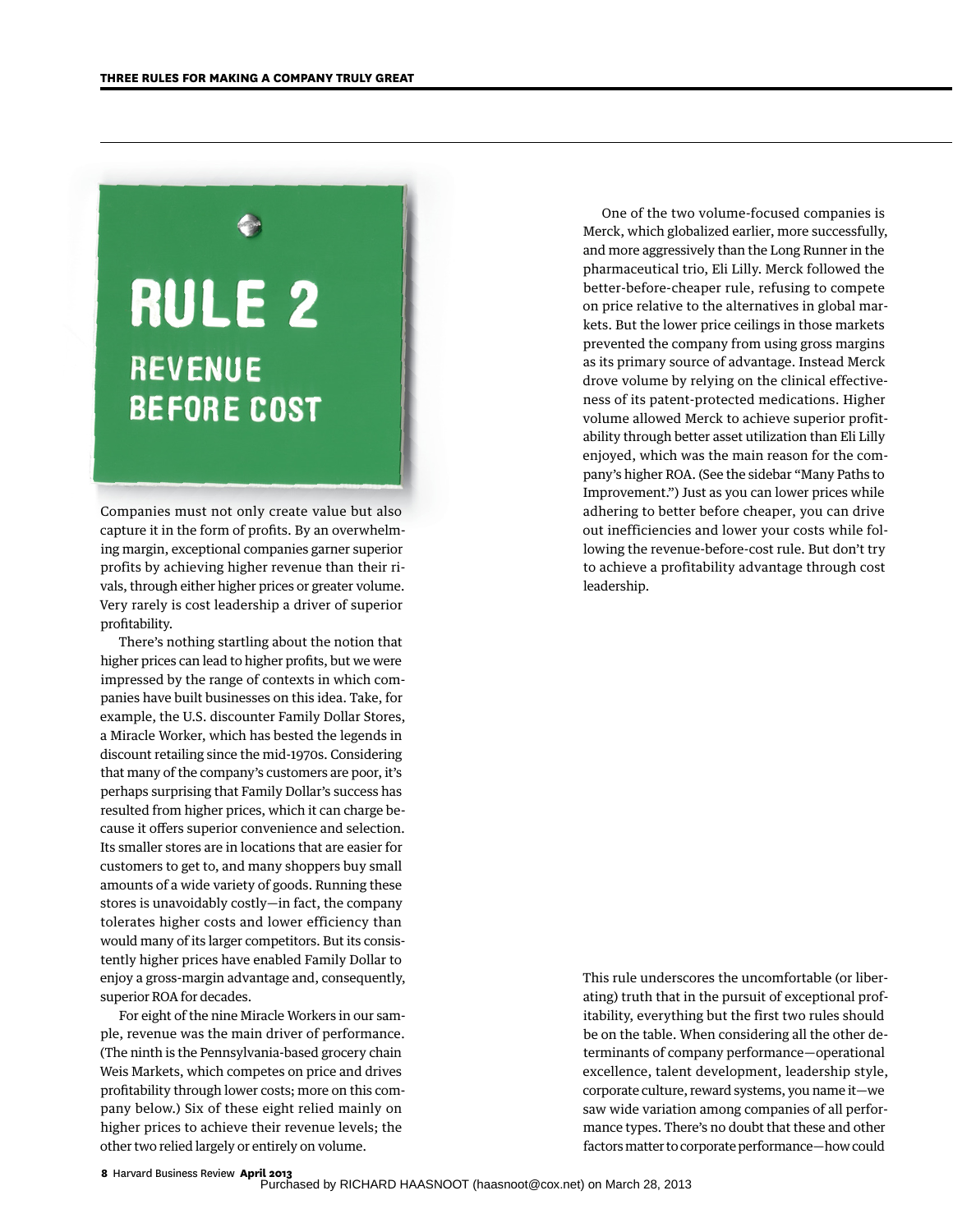## RULE 2

### REVENUE BEFORE COST

Companies must not only create value but also capture it in the form of profits. By an overwhelming margin, exceptional companies garner superior profits by achieving higher revenue than their rivals, through either higher prices or greater volume. Very rarely is cost leadership a driver of superior profitability.

There's nothing startling about the notion that higher prices can lead to higher profits, but we were impressed by the range of contexts in which companies have built businesses on this idea. Take, for example, the U.S. discounter Family Dollar Stores, a Miracle Worker, which has bested the legends in discount retailing since the mid-1970s. Considering that many of the company's customers are poor, it's perhaps surprising that Family Dollar's success has resulted from higher prices, which it can charge because it offers superior convenience and selection. Its smaller stores are in locations that are easier for customers to get to, and many shoppers buy small amounts of a wide variety of goods. Running these stores is unavoidably costly—in fact, the company tolerates higher costs and lower efficiency than would many of its larger competitors. But its consistently higher prices have enabled Family Dollar to enjoy a gross-margin advantage and, consequently, superior ROA for decades.

For eight of the nine Miracle Workers in our sample, revenue was the main driver of performance. (The ninth is the Pennsylvania-based grocery chain Weis Markets, which competes on price and drives profitability through lower costs; more on this company below.) Six of these eight relied mainly on higher prices to achieve their revenue levels; the other two relied largely or entirely on volume.

One of the two volume-focused companies is Merck, which globalized earlier, more successfully, and more aggressively than the Long Runner in the pharmaceutical trio, Eli Lilly. Merck followed the better-before-cheaper rule, refusing to compete on price relative to the alternatives in global markets. But the lower price ceilings in those markets prevented the company from using gross margins as its primary source of advantage. Instead Merck drove volume by relying on the clinical effectiveness of its patent-protected medications. Higher volume allowed Merck to achieve superior profitability through better asset utilization than Eli Lilly enjoyed, which was the main reason for the company's higher ROA. (See the sidebar "Many Paths to Improvement.") Just as you can lower prices while adhering to better before cheaper, you can drive out inefficiencies and lower your costs while following the revenue-before-cost rule. But don't try to achieve a profitability advantage through cost leadership.

This rule underscores the uncomfortable (or liberating) truth that in the pursuit of exceptional profitability, everything but the first two rules should be on the table. When considering all the other determinants of company performance—operational excellence, talent development, leadership style, corporate culture, reward systems, you name it—we saw wide variation among companies of all performance types. There's no doubt that these and other factors matter to corporate performance—how could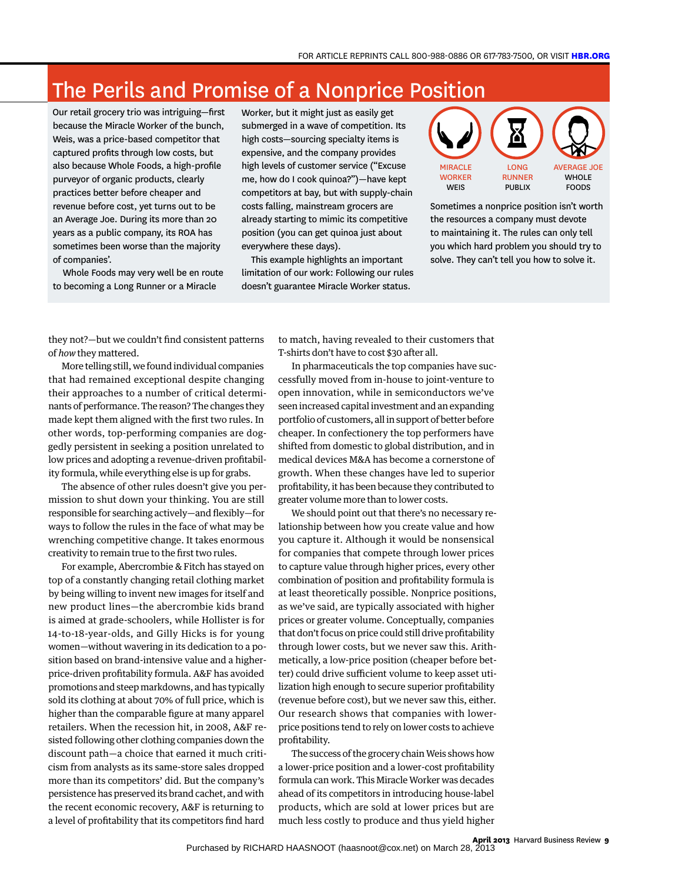## The Perils and Promise of a Nonprice Position

Our retail grocery trio was intriguing—first because the Miracle Worker of the bunch, Weis, was a price-based competitor that captured profits through low costs, but also because Whole Foods, a high-profile purveyor of organic products, clearly practices better before cheaper and revenue before cost, yet turns out to be an Average Joe. During its more than 20 years as a public company, its ROA has sometimes been worse than the majority of companies'.

Whole Foods may very well be en route to becoming a Long Runner or a Miracle Worker, but it might just as easily get submerged in a wave of competition. Its high costs—sourcing specialty items is expensive, and the company provides high levels of customer service ("Excuse me, how do I cook quinoa?")—have kept competitors at bay, but with supply-chain costs falling, mainstream grocers are already starting to mimic its competitive position (you can get quinoa just about everywhere these days).

This example highlights an important limitation of our work: Following our rules doesn't guarantee Miracle Worker status.

MIRACLE WORKER
WEIS

LONG RUNNER
PUBLIX

AVERAGE JOE
WHOLE FOODS

Sometimes a nonprice position isn't worth the resources a company must devote to maintaining it. The rules can only tell you which hard problem you should try to solve. They can't tell you how to solve it.

they not?—but we couldn't find consistent patterns of *how* they mattered.

More telling still, we found individual companies that had remained exceptional despite changing their approaches to a number of critical determinants of performance. The reason? The changes they made kept them aligned with the first two rules. In other words, top-performing companies are doggedly persistent in seeking a position unrelated to low prices and adopting a revenue-driven profitability formula, while everything else is up for grabs.

The absence of other rules doesn't give you permission to shut down your thinking. You are still responsible for searching actively—and flexibly—for ways to follow the rules in the face of what may be wrenching competitive change. It takes enormous creativity to remain true to the first two rules.

For example, Abercrombie & Fitch has stayed on top of a constantly changing retail clothing market by being willing to invent new images for itself and new product lines—the abercrombie kids brand is aimed at grade-schoolers, while Hollister is for 14-to-18-year-olds, and Gilly Hicks is for young women—without wavering in its dedication to a position based on brand-intensive value and a higher-price-driven profitability formula. A&F has avoided promotions and steep markdowns, and has typically sold its clothing at about 70% of full price, which is higher than the comparable figure at many apparel retailers. When the recession hit, in 2008, A&F resisted following other clothing companies down the discount path—a choice that earned it much criticism from analysts as its same-store sales dropped more than its competitors' did. But the company's persistence has preserved its brand cachet, and with the recent economic recovery, A&F is returning to a level of profitability that its competitors find hard to match, having revealed to their customers that T-shirts don't have to cost $30 after all.

In pharmaceuticals the top companies have successfully moved from in-house to joint-venture to open innovation, while in semiconductors we've seen increased capital investment and an expanding portfolio of customers, all in support of better before cheaper. In confectionery the top performers have shifted from domestic to global distribution, and in medical devices M&A has become a cornerstone of growth. When these changes have led to superior profitability, it has been because they contributed to greater volume more than to lower costs.

We should point out that there's no necessary relationship between how you create value and how you capture it. Although it would be nonsensical for companies that compete through lower prices to capture value through higher prices, every other combination of position and profitability formula is at least theoretically possible. Nonprice positions, as we've said, are typically associated with higher prices or greater volume. Conceptually, companies that don't focus on price could still drive profitability through lower costs, but we never saw this. Arithmetically, a low-price position (cheaper before better) could drive sufficient volume to keep asset utilization high enough to secure superior profitability (revenue before cost), but we never saw this, either. Our research shows that companies with lower-price positions tend to rely on lower costs to achieve profitability.

The success of the grocery chain Weis shows how a lower-price position and a lower-cost profitability formula can work. This Miracle Worker was decades ahead of its competitors in introducing house-label products, which are sold at lower prices but are much less costly to produce and thus yield higher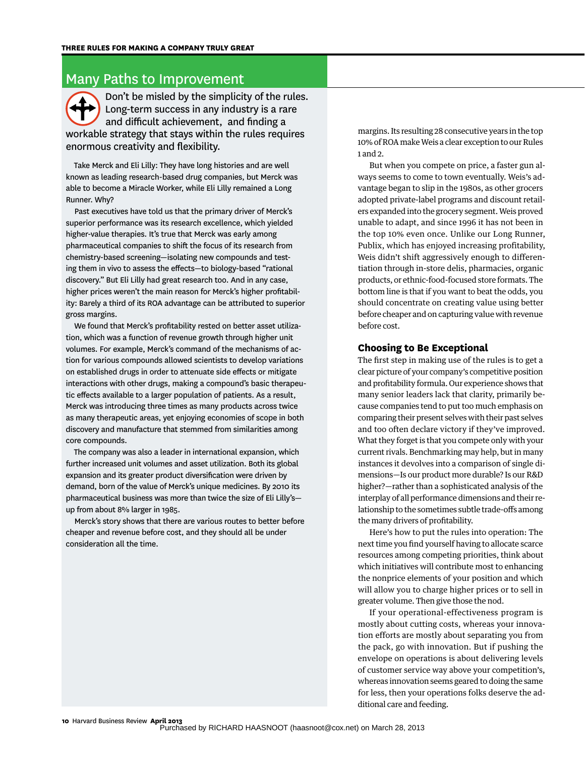## Many Paths to Improvement

Don't be misled by the simplicity of the rules. Long-term success in any industry is a rare and difficult achievement, and finding a workable strategy that stays within the rules requires enormous creativity and flexibility.

Take Merck and Eli Lilly: They have long histories and are well known as leading research-based drug companies, but Merck was able to become a Miracle Worker, while Eli Lilly remained a Long Runner. Why?

Past executives have told us that the primary driver of Merck's superior performance was its research excellence, which yielded higher-value therapies. It's true that Merck was early among pharmaceutical companies to shift the focus of its research from chemistry-based screening—isolating new compounds and testing them in vivo to assess the effects—to biology-based "rational discovery." But Eli Lilly had great research too. And in any case, higher prices weren't the main reason for Merck's higher profitability: Barely a third of its ROA advantage can be attributed to superior gross margins.

We found that Merck's profitability rested on better asset utilization, which was a function of revenue growth through higher unit volumes. For example, Merck's command of the mechanisms of action for various compounds allowed scientists to develop variations on established drugs in order to attenuate side effects or mitigate interactions with other drugs, making a compound's basic therapeutic effects available to a larger population of patients. As a result, Merck was introducing three times as many products across twice as many therapeutic areas, yet enjoying economies of scope in both discovery and manufacture that stemmed from similarities among core compounds.

The company was also a leader in international expansion, which further increased unit volumes and asset utilization. Both its global expansion and its greater product diversification were driven by demand, born of the value of Merck's unique medicines. By 2010 its pharmaceutical business was more than twice the size of Eli Lilly's—up from about 8% larger in 1985.

Merck's story shows that there are various routes to better before cheaper and revenue before cost, and they should all be under consideration all the time.

margins. Its resulting 28 consecutive years in the top 10% of ROA make Weis a clear exception to our Rules 1 and 2.

But when you compete on price, a faster gun always seems to come to town eventually. Weis's advantage began to slip in the 1980s, as other grocers adopted private-label programs and discount retailers expanded into the grocery segment. Weis proved unable to adapt, and since 1996 it has not been in the top 10% even once. Unlike our Long Runner, Publix, which has enjoyed increasing profitability, Weis didn't shift aggressively enough to differentiation through in-store delis, pharmacies, organic products, or ethnic-food-focused store formats. The bottom line is that if you want to beat the odds, you should concentrate on creating value using better before cheaper and on capturing value with revenue before cost.

### Choosing to Be Exceptional

The first step in making use of the rules is to get a clear picture of your company's competitive position and profitability formula. Our experience shows that many senior leaders lack that clarity, primarily because companies tend to put too much emphasis on comparing their present selves with their past selves and too often declare victory if they've improved. What they forget is that you compete only with your current rivals. Benchmarking may help, but in many instances it devolves into a comparison of single dimensions—Is our product more durable? Is our R&D higher?—rather than a sophisticated analysis of the interplay of all performance dimensions and their relationship to the sometimes subtle trade-offs among the many drivers of profitability.

Here's how to put the rules into operation: The next time you find yourself having to allocate scarce resources among competing priorities, think about which initiatives will contribute most to enhancing the nonprice elements of your position and which will allow you to charge higher prices or to sell in greater volume. Then give those the nod.

If your operational-effectiveness program is mostly about cutting costs, whereas your innovation efforts are mostly about separating you from the pack, go with innovation. But if pushing the envelope on operations is about delivering levels of customer service way above your competition's, whereas innovation seems geared to doing the same for less, then your operations folks deserve the additional care and feeding.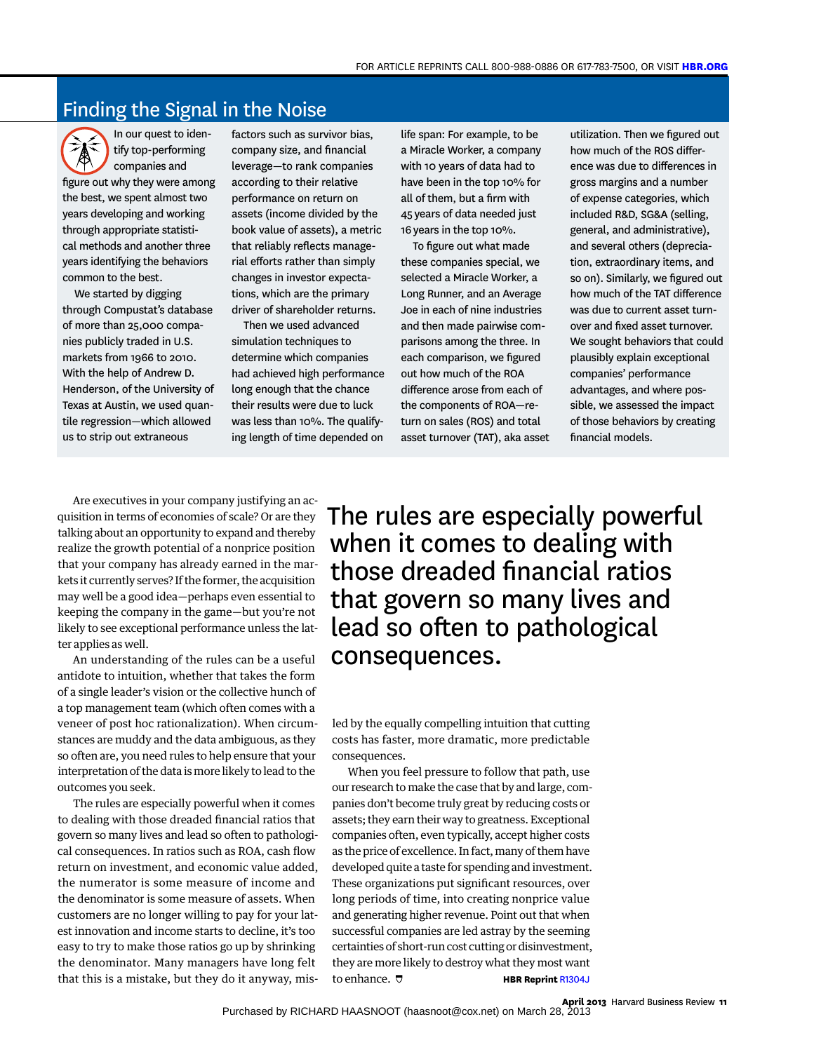## Finding the Signal in the Noise

In our quest to identify top-performing companies and figure out why they were among the best, we spent almost two years developing and working through appropriate statistical methods and another three years identifying the behaviors common to the best.

We started by digging through Compustat's database of more than 25,000 companies publicly traded in U.S. markets from 1966 to 2010. With the help of Andrew D. Henderson, of the University of Texas at Austin, we used quantile regression—which allowed us to strip out extraneous factors such as survivor bias, company size, and financial leverage—to rank companies according to their relative performance on return on assets (income divided by the book value of assets), a metric that reliably reflects managerial efforts rather than simply changes in investor expectations, which are the primary driver of shareholder returns.

Then we used advanced simulation techniques to determine which companies had achieved high performance long enough that the chance their results were due to luck was less than 10%. The qualifying length of time depended on life span: For example, to be a Miracle Worker, a company with 10 years of data had to have been in the top 10% for all of them, but a firm with 45 years of data needed just 16 years in the top 10%.

To figure out what made these companies special, we selected a Miracle Worker, a Long Runner, and an Average Joe in each of nine industries and then made pairwise comparisons among the three. In each comparison, we figured out how much of the ROA difference arose from each of the components of ROA—return on sales (ROS) and total asset turnover (TAT), aka asset utilization. Then we figured out how much of the ROS difference was due to differences in gross margins and a number of expense categories, which included R&D, SG&A (selling, general, and administrative), and several others (depreciation, extraordinary items, and so on). Similarly, we figured out how much of the TAT difference was due to current asset turnover and fixed asset turnover. We sought behaviors that could plausibly explain exceptional companies' performance advantages, and where possible, we assessed the impact of those behaviors by creating financial models.

---

Are executives in your company justifying an acquisition in terms of economies of scale? Or are they talking about an opportunity to expand and thereby realize the growth potential of a nonprice position that your company has already earned in the markets it currently serves? If the former, the acquisition may well be a good idea—perhaps even essential to keeping the company in the game—but you're not likely to see exceptional performance unless the latter applies as well.

An understanding of the rules can be a useful antidote to intuition, whether that takes the form of a single leader's vision or the collective hunch of a top management team (which often comes with a veneer of post hoc rationalization). When circumstances are muddy and the data ambiguous, as they so often are, you need rules to help ensure that your interpretation of the data is more likely to lead to the outcomes you seek.

The rules are especially powerful when it comes to dealing with those dreaded financial ratios that govern so many lives and lead so often to pathological consequences. In ratios such as ROA, cash flow return on investment, and economic value added, the numerator is some measure of income and the denominator is some measure of assets. When customers are no longer willing to pay for your latest innovation and income starts to decline, it's too easy to try to make those ratios go up by shrinking the denominator. Many managers have long felt that this is a mistake, but they do it anyway, misled by the equally compelling intuition that cutting costs has faster, more dramatic, more predictable consequences.

> The rules are especially powerful when it comes to dealing with those dreaded financial ratios that govern so many lives and lead so often to pathological consequences.

When you feel pressure to follow that path, use our research to make the case that by and large, companies don't become truly great by reducing costs or assets; they earn their way to greatness. Exceptional companies often, even typically, accept higher costs as the price of excellence. In fact, many of them have developed quite a taste for spending and investment. These organizations put significant resources, over long periods of time, into creating nonprice value and generating higher revenue. Point out that when successful companies are led astray by the seeming certainties of short-run cost cutting or disinvestment, they are more likely to destroy what they most want to enhance.

**HBR Reprint** R1304J